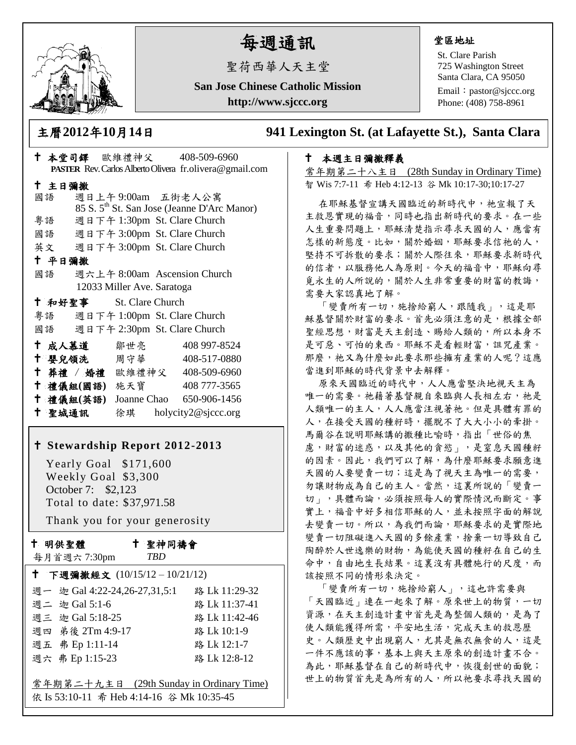# 每週通訊

聖荷西華人天主堂

**San Jose Chinese Catholic Mission**

**http://www.sjccc.org**

**堂區地址**

St. Clare Parish
725 Washington Street
Santa Clara, CA 95050
Email：pastor@sjccc.org
Phone: (408) 758-8961

## 主曆2012年10月14日　　941 Lexington St. (at Lafayette St.), Santa Clara

✝ **本堂司鐸** 歐維禮神父 408-509-6960
**PASTER** Rev. Carlos Alberto Olivera fr.olivera@gmail.com

✝ **主日彌撒**

國語 週日上午 9:00am 五街老人公寓
85 S. 5th St. San Jose (Jeanne D'Arc Manor)
粵語 週日下午 1:30pm St. Clare Church
國語 週日下午 3:00pm St. Clare Church
英文 週日下午 3:00pm St. Clare Church

✝ **平日彌撒**

國語 週六上午 8:00am Ascension Church
12033 Miller Ave. Saratoga

✝ **和好聖事** St. Clare Church

粵語 週日下午 1:00pm St. Clare Church
國語 週日下午 2:30pm St. Clare Church

| | | |
|---|---|---|
| ✝ **成人慕道** | 鄒世亮 | 408 997-8524 |
| ✝ **嬰兒領洗** | 周守華 | 408-517-0880 |
| ✝ **葬禮 / 婚禮** | 歐維禮神父 | 408-509-6960 |
| ✝ **禮儀組(國語)** | 施天寶 | 408 777-3565 |
| ✝ **禮儀組(英語)** | Joanne Chao | 650-906-1456 |
| ✝ **聖城通訊** | 徐琪 | holycity2@sjccc.org |

✝ **Stewardship Report 2012-2013**

Yearly Goal $171,600
Weekly Goal $3,300
October 7: $2,123
Total to date: $37,971.58

Thank you for your generosity

✝ **明供聖體**
每月首週六 7:30pm

✝ **聖神同禱會**
*TBD*

✝ **下週彌撒經文** (10/15/12 – 10/21/12)

| | |
|---|---|
| 週一 迦 Gal 4:22-24,26-27,31,5:1 | 路 Lk 11:29-32 |
| 週二 迦 Gal 5:1-6 | 路 Lk 11:37-41 |
| 週三 迦 Gal 5:18-25 | 路 Lk 11:42-46 |
| 週四 弟後 2Tm 4:9-17 | 路 Lk 10:1-9 |
| 週五 弗 Ep 1:11-14 | 路 Lk 12:1-7 |
| 週六 弗 Ep 1:15-23 | 路 Lk 12:8-12 |

常年期第二十九主日 (29th Sunday in Ordinary Time)
依 Is 53:10-11 希 Heb 4:14-16 谷 Mk 10:35-45

✝ **本週主日彌撒釋義**

常年期第二十八主日 (28th Sunday in Ordinary Time)
智 Wis 7:7-11 希 Heb 4:12-13 谷 Mk 10:17-30;10:17-27

在耶穌基督宣講天國臨近的新時代中，祂宣報了天主救恩實現的福音，同時也指出新時代的要求。在一些人生重要問題上，耶穌清楚指示尋求天國的人，應當有怎樣的新態度。比如，關於婚姻，耶穌要求信祂的人，堅持不可拆散的要求；關於人際往來，耶穌要求新時代的信者，以服務他人為原則。今天的福音中，耶穌向尋覓永生的人所說的，關於人生非常重要的財富的教導，需要大家認真地了解。

「變賣所有一切，施捨給窮人，跟隨我」，這是耶穌基督關於財富的要求。首先必須注意的是，根據全部聖經思想，財富是天主創造、賜給人類的，所以本身不是可惡、可怕的東西。耶穌不是看輕財富，詛咒產業。那麼，祂又為什麼如此要求那些擁有產業的人呢？這應當進到耶穌的時代背景中去解釋。

原來天國臨近的時代中，人人應當堅決地視天主為唯一的需要。祂藉著基督親自來臨與人長相左右，祂是人類唯一的主人，人人應當注視著祂。但是具體有罪的人，在接受天國的種籽時，擺脫不了大大小小的牽掛。馬爾谷在說明耶穌講的撒種比喻時，指出「世俗的焦慮，財富的迷惑，以及其他的貪慾」，是窒息天國種籽的因素。因此，我們可以了解，為什麼耶穌要求願意進天國的人要變賣一切；這是為了視天主為唯一的需要，勿讓財物成為自己的主人。當然，這裏所說的「變賣一切」，具體而論，必須按照每人的實際情況而斷定。事實上，福音中好多相信耶穌的人，並未按照字面的解說去變賣一切。所以，為我們而論，耶穌要求的是實際地變賣一切阻礙進入天國的多餘產業，捨棄一切導致自己陶醉於人世逸樂的財物，為能使天國的種籽在自己的生命中，自由地生長結果。這裏沒有具體施行的尺度，而該按照不同的情形來決定。

「變賣所有一切，施捨給窮人」，這也許需要與「天國臨近」連在一起來了解。原來世上的物質，一切資源，在天主創造計畫中首先是為整個人類的，是為了使人類能獲得所需，平安地生活，完成天主的救恩歷史。人類歷史中出現窮人，尤其是無衣無食的人，這是一件不應該的事，基本上與天主原來的創造計畫不合。為此，耶穌基督在自己的新時代中，恢復創世的面貌；世上的物質首先是為所有的人，所以祂要求尋找天國的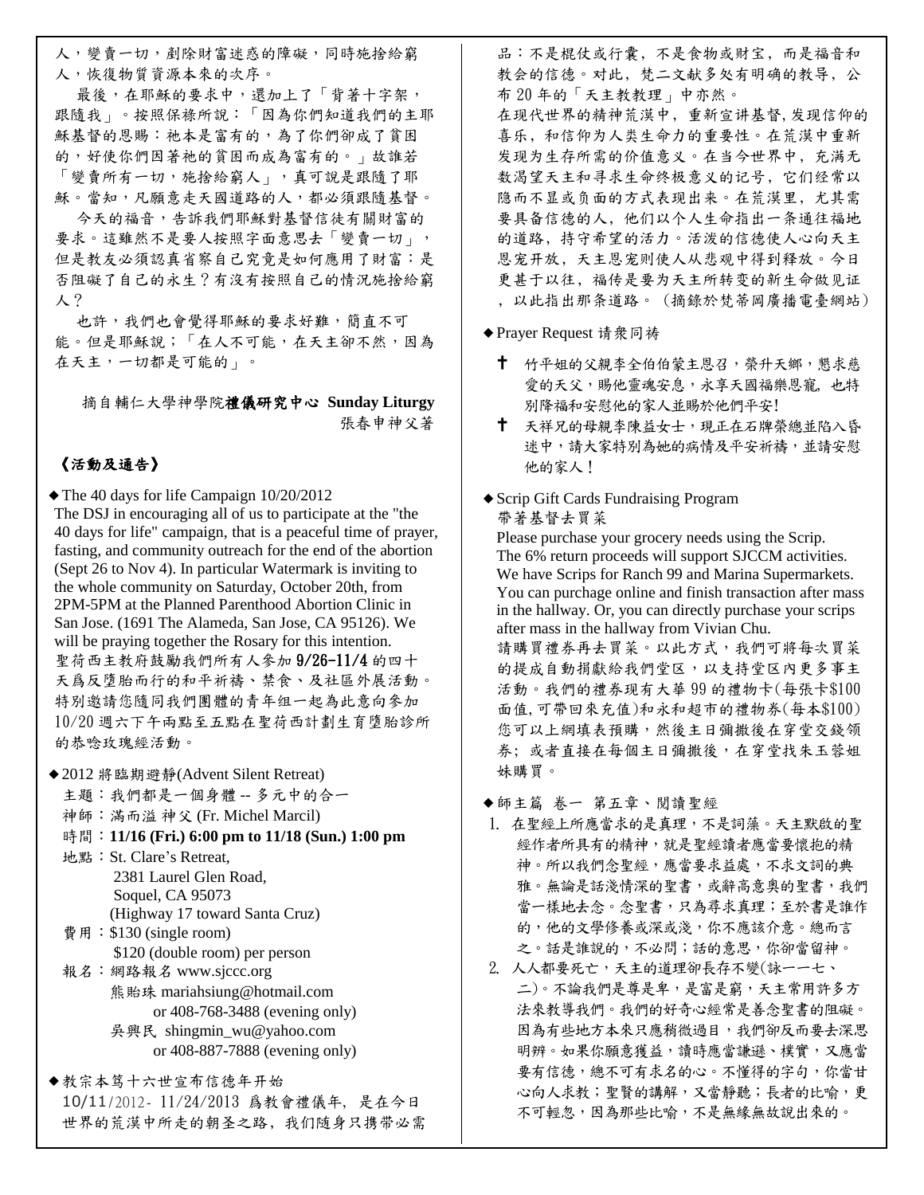人，變賣一切，剷除財富迷惑的障礙，同時施捨給窮人，恢復物質資源本來的次序。

最後，在耶穌的要求中，還加上了「背著十字架，跟隨我」。按照保祿所說：「因為你們知道我們的主耶穌基督的恩賜：祂本是富有的，為了你們卻成了貧困的，好使你們因著祂的貧困而成為富有的。」故誰若「變賣所有一切，施捨給窮人」，真可說是跟隨了耶穌。當知，凡願意走天國道路的人，都必須跟隨基督。

今天的福音，告訴我們耶穌對基督信徒有關財富的要求。這雖然不是要人按照字面意思去「變賣一切」，但是教友必須認真省察自己究竟是如何應用了財富：是否阻礙了自己的永生？有沒有按照自己的情況施捨給窮人？

也許，我們也會覺得耶穌的要求好難，簡直不可能。但是耶穌說；「在人不可能，在天主卻不然，因為在天主，一切都是可能的」。

摘自輔仁大學神學院**禮儀研究中心 Sunday Liturgy**
張春申神父著

## 《活動及通告》

◆The 40 days for life Campaign 10/20/2012

The DSJ in encouraging all of us to participate at the "the 40 days for life" campaign, that is a peaceful time of prayer, fasting, and community outreach for the end of the abortion (Sept 26 to Nov 4). In particular Watermark is inviting to the whole community on Saturday, October 20th, from 2PM-5PM at the Planned Parenthood Abortion Clinic in San Jose. (1691 The Alameda, San Jose, CA 95126). We will be praying together the Rosary for this intention.

聖荷西主教府鼓勵我們所有人參加 9/26-11/4 的四十天爲反墮胎而行的和平祈禱、禁食、及社區外展活動。特別邀請您隨同我們團體的青年组一起為此意向參加 10/20 週六下午兩點至五點在聖荷西計劃生育墮胎診所的恭唸玫瑰經活動。

◆2012 將臨期避靜(Advent Silent Retreat)

主題：我們都是一個身體 -- 多元中的合一
神師：滿而溢 神父 (Fr. Michel Marcil)
時間：**11/16 (Fri.) 6:00 pm to 11/18 (Sun.) 1:00 pm**
地點：St. Clare's Retreat,
2381 Laurel Glen Road,
Soquel, CA 95073
(Highway 17 toward Santa Cruz)
費用：$130 (single room)
$120 (double room) per person
報名：網路報名 www.sjccc.org
熊貽珠 mariahsiung@hotmail.com
or 408-768-3488 (evening only)
吳興民 shingmin_wu@yahoo.com
or 408-887-7888 (evening only)

◆教宗本篤十六世宣布信德年開始

10/11/2012- 11/24/2013 爲教會禮儀年, 是在今日世界的荒漠中所走的朝圣之路，我们随身只携带必需品：不是棍仗或行囊，不是食物或财宝，而是福音和教会的信德。对此，梵二文献多处有明确的教导，公布 20 年的「天主教教理」中亦然。

在現代世界的精神荒漠中，重新宣讲基督，发现信仰的喜乐，和信仰为人类生命力的重要性。在荒漠中重新发现为生存所需的价值意义。在当今世界中，充满无数渴望天主和寻求生命终极意义的记号，它们经常以隐而不显或负面的方式表现出来。在荒漠里，尤其需要具备信德的人，他们以个人生命指出一条通往福地的道路，持守希望的活力。活泼的信德使人心向天主恩宠开放，天主恩宠则使人从悲观中得到释放。今日更甚于以往，福传是要为天主所转变的新生命做见证，以此指出那条道路。（摘錄於梵蒂岡廣播電臺網站）

◆Prayer Request 请衆同祷

✝ 竹平姐的父親李全伯伯蒙主恩召，榮升天鄉，懇求慈愛的天父，賜他靈魂安息，永享天國福樂恩寵，也特別降福和安慰他的家人並賜於他們平安!

✝ 天祥兄的母親李陳益女士，現正在石牌榮總並陷入昏迷中，請大家特別為她的病情及平安祈禱，並請安慰他的家人！

◆Scrip Gift Cards Fundraising Program
帶著基督去買菜

Please purchase your grocery needs using the Scrip. The 6% return proceeds will support SJCCM activities. We have Scrips for Ranch 99 and Marina Supermarkets. You can purchage online and finish transaction after mass in the hallway. Or, you can directly purchase your scrips after mass in the hallway from Vivian Chu.

請購買禮券再去買菜。以此方式，我們可將每次買菜的提成自動捐獻給我們堂区，以支持堂区内更多事主活動。我們的禮券現有大華 99 的禮物卡(每張卡$100 面值,可帶回來充值)和永和超市的禮物券(每本$100)您可以上網填表預購，然後主日彌撒後在穿堂交錢领券；或者直接在每個主日彌撒後，在穿堂找朱玉荟姐妹購買。

◆師主篇 卷一 第五章、閱讀聖經

1. 在聖經上所應當求的是真理，不是詞藻。天主默啟的聖經作者所具有的精神，就是聖經讀者應當要懷抱的精神。所以我們念聖經，應當要求益處，不求文詞的典雅。無論是話淺情深的聖書，或辭高意奧的聖書，我們當一樣地去念。念聖書，只為尋求真理；至於書是誰作的，他的文學修養或深或淺，你不應該介意。總而言之。話是誰說的，不必問；話的意思，你卻當留神。
2. 人人都要死亡，天主的道理卻長存不變(詠一一七、二)。不論我們是尊是卑，是富是窮，天主常用許多方法來教導我們。我們的好奇心經常是善念聖書的阻礙。因為有些地方本來只應稍微過目，我們卻反而要去深思明辨。如果你願意獲益，讀時應當謙遜、樸實，又應當要有信德，總不可有求名的心。不懂得的字句，你當甘心向人求教；聖賢的講解，又當靜聽；長者的比喻，更不可輕忽，因為那些比喻，不是無緣無故說出來的。